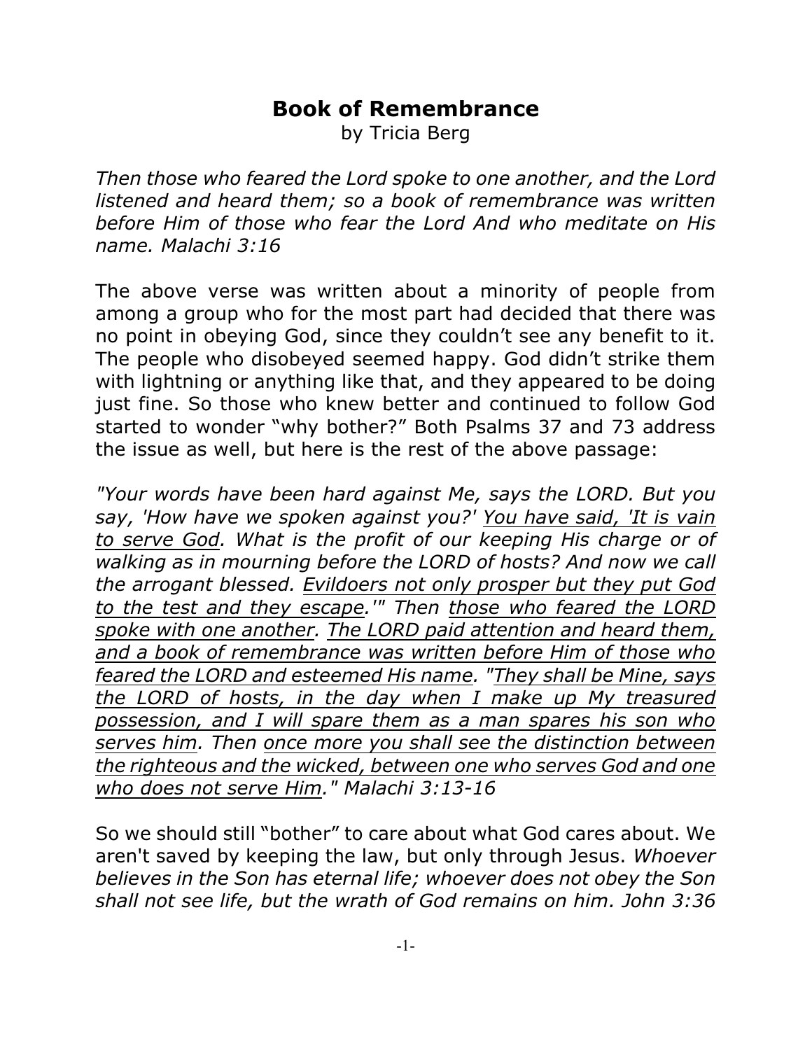# Book of Remembrance

by Tricia Berg

*Then those who feared the Lord spoke to one another, and the Lord listened and heard them; so a book of remembrance was written before Him of those who fear the Lord And who meditate on His name. Malachi 3:16*

The above verse was written about a minority of people from among a group who for the most part had decided that there was no point in obeying God, since they couldn't see any benefit to it. The people who disobeyed seemed happy. God didn't strike them with lightning or anything like that, and they appeared to be doing just fine. So those who knew better and continued to follow God started to wonder "why bother?" Both Psalms 37 and 73 address the issue as well, but here is the rest of the above passage:

*"Your words have been hard against Me, says the LORD. But you say, 'How have we spoken against you?' <u>You have said, 'It is vain to serve God</u>. What is the profit of our keeping His charge or of walking as in mourning before the LORD of hosts? And now we call the arrogant blessed. <u>Evildoers not only prosper but they put God to the test and they escape</u>.'" Then <u>those who feared the LORD spoke with one another</u>. <u>The LORD paid attention and heard them, and a book of remembrance was written before Him of those who feared the LORD and esteemed His name</u>. "<u>They shall be Mine, says the LORD of hosts, in the day when I make up My treasured possession, and I will spare them as a man spares his son who serves him</u>. Then <u>once more you shall see the distinction between the righteous and the wicked, between one who serves God and one who does not serve Him</u>." Malachi 3:13-16*

So we should still "bother" to care about what God cares about. We aren't saved by keeping the law, but only through Jesus. *Whoever believes in the Son has eternal life; whoever does not obey the Son shall not see life, but the wrath of God remains on him. John 3:36*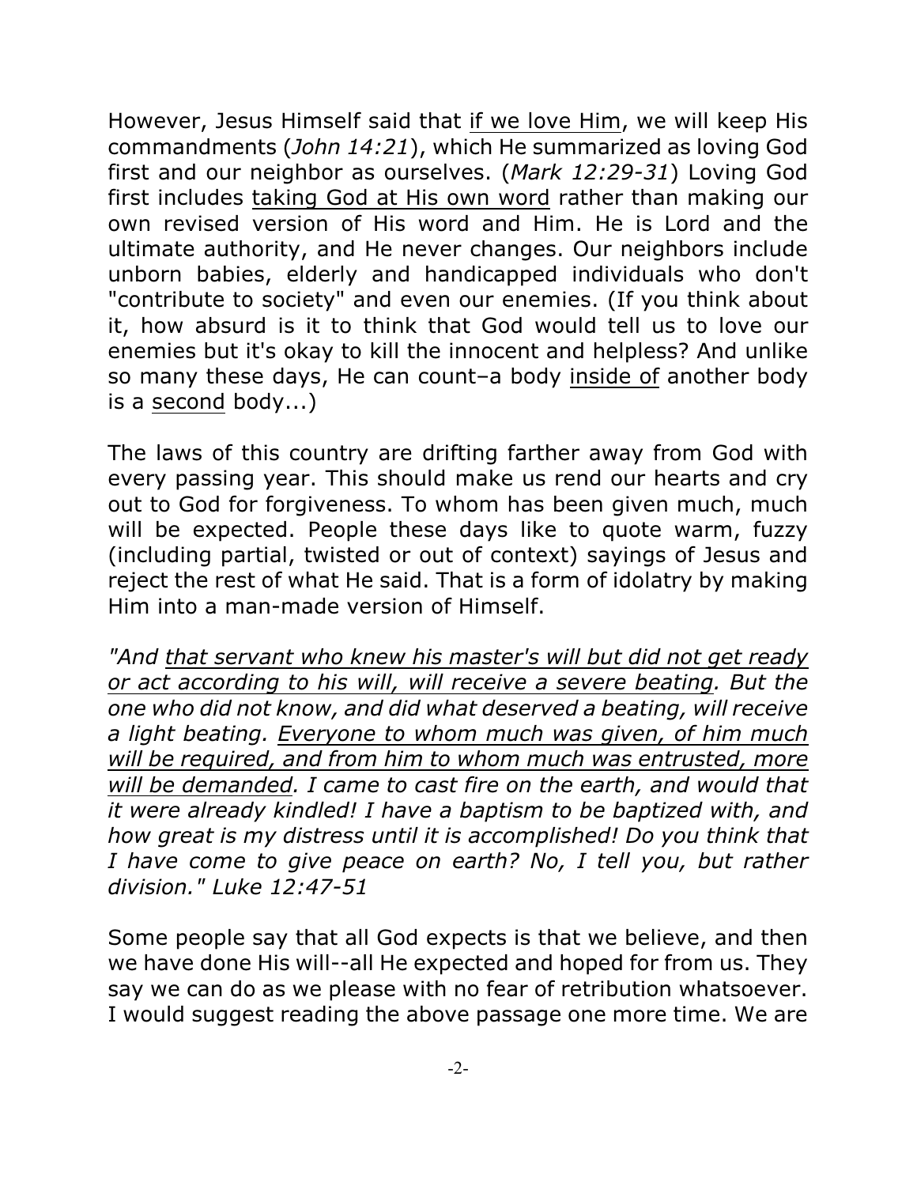However, Jesus Himself said that <u>if we love Him</u>, we will keep His commandments (*John 14:21*), which He summarized as loving God first and our neighbor as ourselves. (*Mark 12:29-31*) Loving God first includes <u>taking God at His own word</u> rather than making our own revised version of His word and Him. He is Lord and the ultimate authority, and He never changes. Our neighbors include unborn babies, elderly and handicapped individuals who don't "contribute to society" and even our enemies. (If you think about it, how absurd is it to think that God would tell us to love our enemies but it's okay to kill the innocent and helpless? And unlike so many these days, He can count–a body <u>inside of</u> another body is a <u>second</u> body...)

The laws of this country are drifting farther away from God with every passing year. This should make us rend our hearts and cry out to God for forgiveness. To whom has been given much, much will be expected. People these days like to quote warm, fuzzy (including partial, twisted or out of context) sayings of Jesus and reject the rest of what He said. That is a form of idolatry by making Him into a man-made version of Himself.

*"And <u>that servant who knew his master's will but did not get ready or act according to his will, will receive a severe beating</u>. But the one who did not know, and did what deserved a beating, will receive a light beating. <u>Everyone to whom much was given, of him much will be required, and from him to whom much was entrusted, more will be demanded</u>. I came to cast fire on the earth, and would that it were already kindled! I have a baptism to be baptized with, and how great is my distress until it is accomplished! Do you think that I have come to give peace on earth? No, I tell you, but rather division." Luke 12:47-51*

Some people say that all God expects is that we believe, and then we have done His will--all He expected and hoped for from us. They say we can do as we please with no fear of retribution whatsoever. I would suggest reading the above passage one more time. We are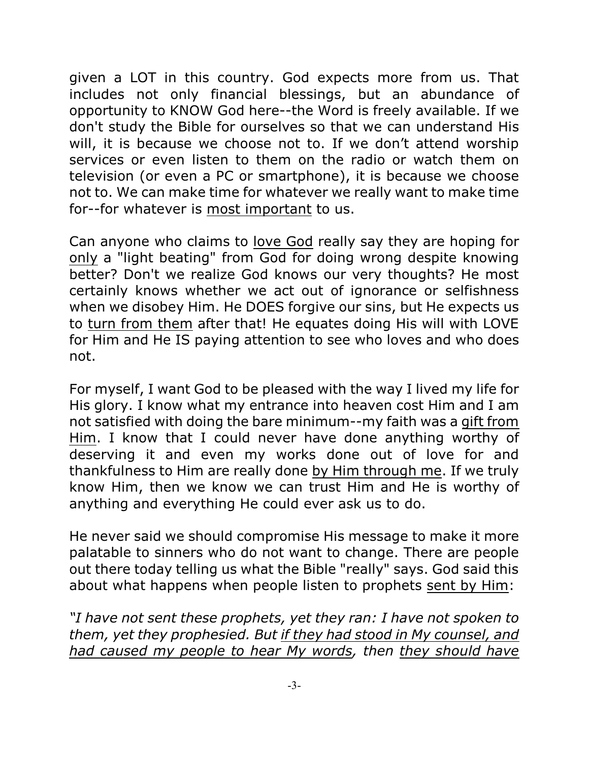given a LOT in this country. God expects more from us. That includes not only financial blessings, but an abundance of opportunity to KNOW God here--the Word is freely available. If we don't study the Bible for ourselves so that we can understand His will, it is because we choose not to. If we don't attend worship services or even listen to them on the radio or watch them on television (or even a PC or smartphone), it is because we choose not to. We can make time for whatever we really want to make time for--for whatever is <u>most important</u> to us.

Can anyone who claims to <u>love God</u> really say they are hoping for <u>only</u> a "light beating" from God for doing wrong despite knowing better? Don't we realize God knows our very thoughts? He most certainly knows whether we act out of ignorance or selfishness when we disobey Him. He DOES forgive our sins, but He expects us to <u>turn from them</u> after that! He equates doing His will with LOVE for Him and He IS paying attention to see who loves and who does not.

For myself, I want God to be pleased with the way I lived my life for His glory. I know what my entrance into heaven cost Him and I am not satisfied with doing the bare minimum--my faith was a <u>gift from Him</u>. I know that I could never have done anything worthy of deserving it and even my works done out of love for and thankfulness to Him are really done <u>by Him through me</u>. If we truly know Him, then we know we can trust Him and He is worthy of anything and everything He could ever ask us to do.

He never said we should compromise His message to make it more palatable to sinners who do not want to change. There are people out there today telling us what the Bible "really" says. God said this about what happens when people listen to prophets <u>sent by Him</u>:

*"I have not sent these prophets, yet they ran: I have not spoken to them, yet they prophesied. But <u>if they had stood in My counsel, and had caused my people to hear My words,</u> then <u>they should have</u>*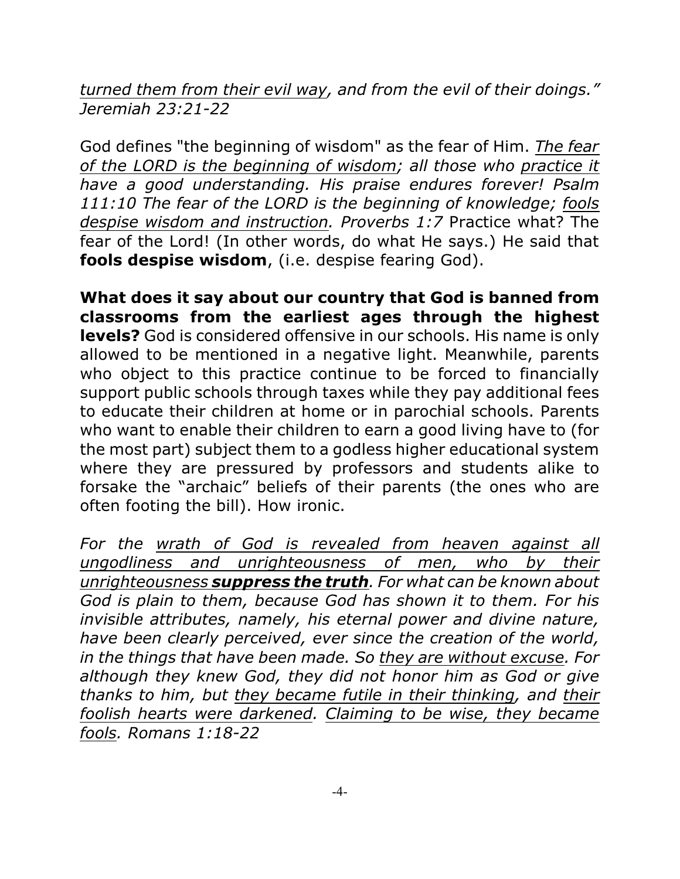*turned them from their evil way, and from the evil of their doings." Jeremiah 23:21-22*

God defines "the beginning of wisdom" as the fear of Him. *The fear of the LORD is the beginning of wisdom; all those who practice it have a good understanding. His praise endures forever! Psalm 111:10 The fear of the LORD is the beginning of knowledge; fools despise wisdom and instruction. Proverbs 1:7* Practice what? The fear of the Lord! (In other words, do what He says.) He said that **fools despise wisdom**, (i.e. despise fearing God).

**What does it say about our country that God is banned from classrooms from the earliest ages through the highest levels?** God is considered offensive in our schools. His name is only allowed to be mentioned in a negative light. Meanwhile, parents who object to this practice continue to be forced to financially support public schools through taxes while they pay additional fees to educate their children at home or in parochial schools. Parents who want to enable their children to earn a good living have to (for the most part) subject them to a godless higher educational system where they are pressured by professors and students alike to forsake the "archaic" beliefs of their parents (the ones who are often footing the bill). How ironic.

*For the wrath of God is revealed from heaven against all ungodliness and unrighteousness of men, who by their unrighteousness* ***suppress the truth****. For what can be known about God is plain to them, because God has shown it to them. For his invisible attributes, namely, his eternal power and divine nature, have been clearly perceived, ever since the creation of the world, in the things that have been made. So they are without excuse. For although they knew God, they did not honor him as God or give thanks to him, but they became futile in their thinking, and their foolish hearts were darkened. Claiming to be wise, they became fools. Romans 1:18-22*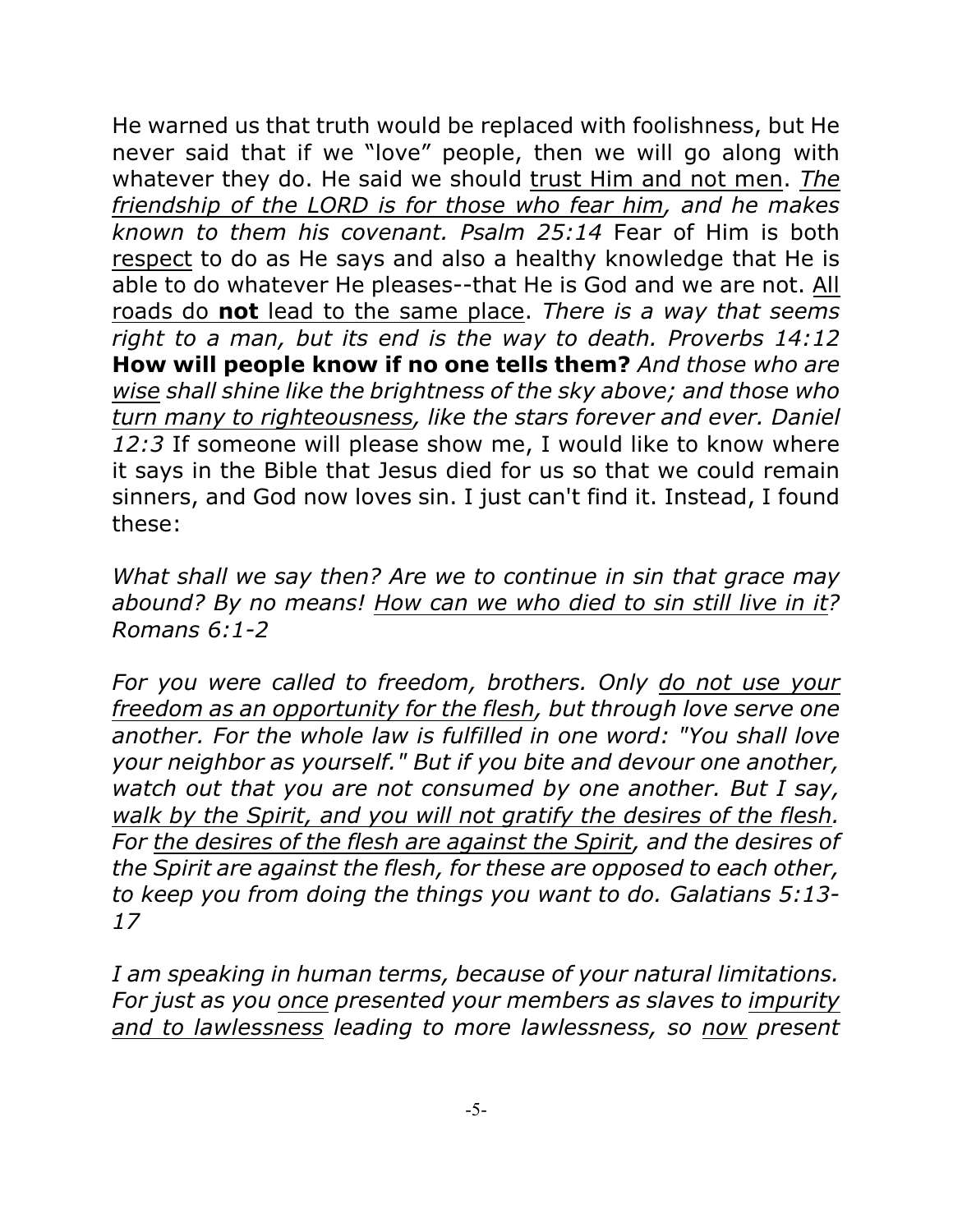He warned us that truth would be replaced with foolishness, but He never said that if we "love" people, then we will go along with whatever they do. He said we should <u>trust Him and not men</u>. *<u>The friendship of the LORD is for those who fear him</u>, and he makes known to them his covenant. Psalm 25:14* Fear of Him is both <u>respect</u> to do as He says and also a healthy knowledge that He is able to do whatever He pleases--that He is God and we are not. <u>All roads do **not** lead to the same place</u>. *There is a way that seems right to a man, but its end is the way to death. Proverbs 14:12* **How will people know if no one tells them?** *And those who are <u>wise</u> shall shine like the brightness of the sky above; and those who <u>turn many to righteousness</u>, like the stars forever and ever. Daniel 12:3* If someone will please show me, I would like to know where it says in the Bible that Jesus died for us so that we could remain sinners, and God now loves sin. I just can't find it. Instead, I found these:

*What shall we say then? Are we to continue in sin that grace may abound? By no means! <u>How can we who died to sin still live in it</u>? Romans 6:1-2*

*For you were called to freedom, brothers. Only <u>do not use your freedom as an opportunity for the flesh</u>, but through love serve one another. For the whole law is fulfilled in one word: "You shall love your neighbor as yourself." But if you bite and devour one another, watch out that you are not consumed by one another. But I say, <u>walk by the Spirit, and you will not gratify the desires of the flesh</u>. For <u>the desires of the flesh are against the Spirit</u>, and the desires of the Spirit are against the flesh, for these are opposed to each other, to keep you from doing the things you want to do. Galatians 5:13-17*

*I am speaking in human terms, because of your natural limitations. For just as you <u>once</u> presented your members as slaves to <u>impurity and to lawlessness</u> leading to more lawlessness, so <u>now</u> present*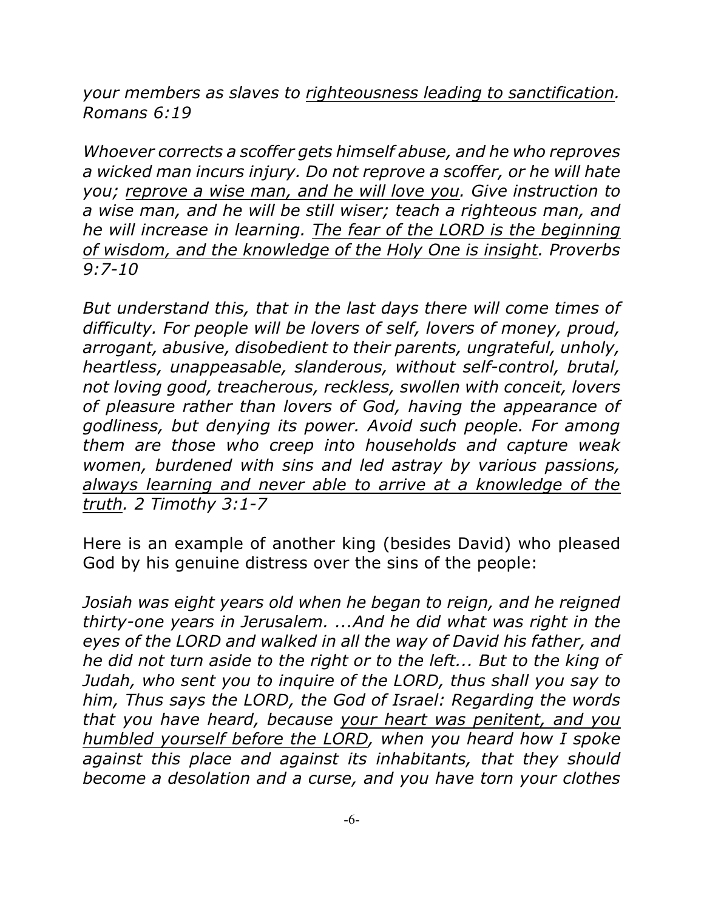*your members as slaves to <u>righteousness leading to sanctification</u>. Romans 6:19*

*Whoever corrects a scoffer gets himself abuse, and he who reproves a wicked man incurs injury. Do not reprove a scoffer, or he will hate you; <u>reprove a wise man, and he will love you</u>. Give instruction to a wise man, and he will be still wiser; teach a righteous man, and he will increase in learning. <u>The fear of the LORD is the beginning of wisdom, and the knowledge of the Holy One is insight</u>. Proverbs 9:7-10*

*But understand this, that in the last days there will come times of difficulty. For people will be lovers of self, lovers of money, proud, arrogant, abusive, disobedient to their parents, ungrateful, unholy, heartless, unappeasable, slanderous, without self-control, brutal, not loving good, treacherous, reckless, swollen with conceit, lovers of pleasure rather than lovers of God, having the appearance of godliness, but denying its power. Avoid such people. For among them are those who creep into households and capture weak women, burdened with sins and led astray by various passions, <u>always learning and never able to arrive at a knowledge of the truth</u>. 2 Timothy 3:1-7*

Here is an example of another king (besides David) who pleased God by his genuine distress over the sins of the people:

*Josiah was eight years old when he began to reign, and he reigned thirty-one years in Jerusalem. ...And he did what was right in the eyes of the LORD and walked in all the way of David his father, and he did not turn aside to the right or to the left... But to the king of Judah, who sent you to inquire of the LORD, thus shall you say to him, Thus says the LORD, the God of Israel: Regarding the words that you have heard, because <u>your heart was penitent, and you humbled yourself before the LORD</u>, when you heard how I spoke against this place and against its inhabitants, that they should become a desolation and a curse, and you have torn your clothes*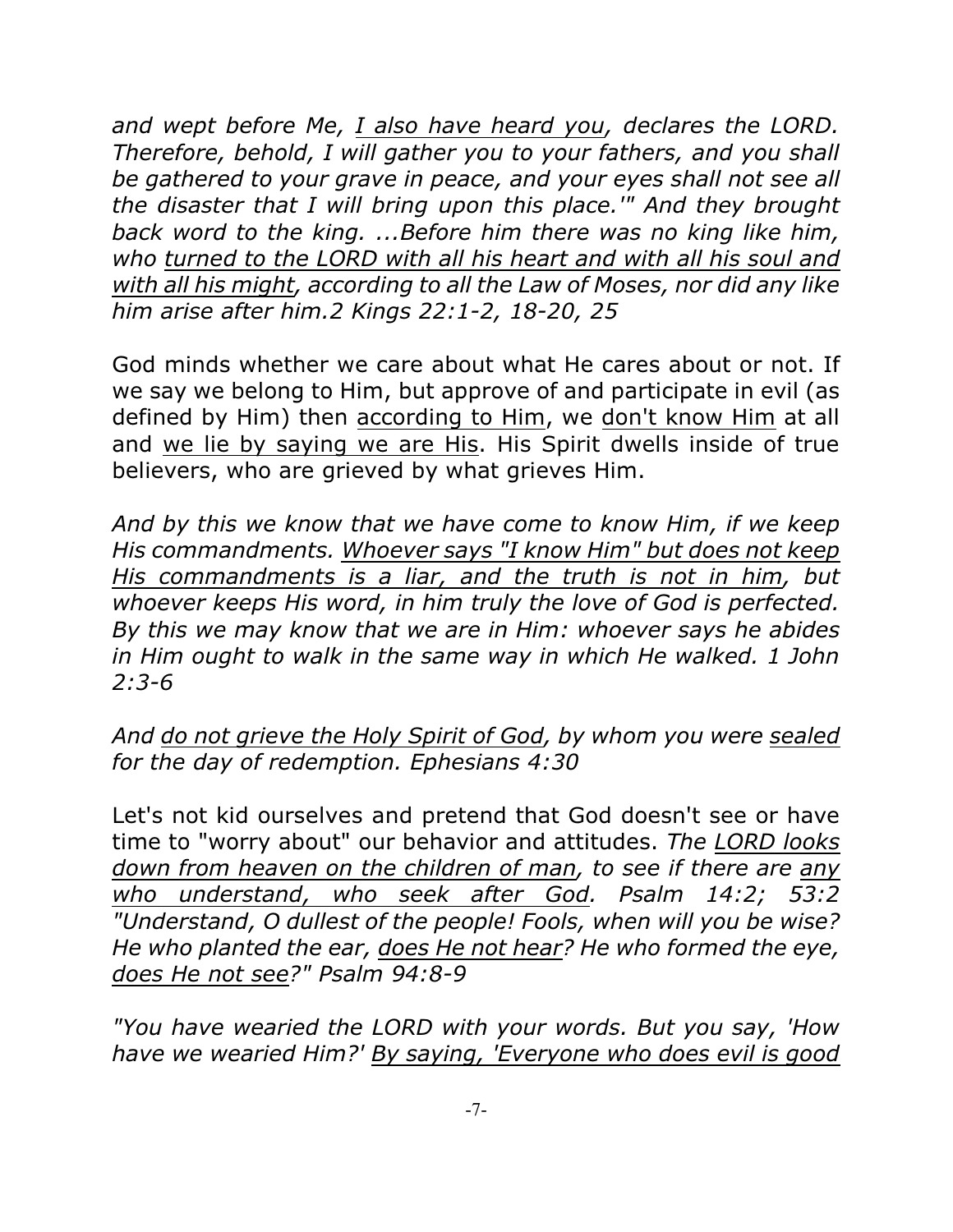*and wept before Me, <u>I also have heard you</u>, declares the LORD. Therefore, behold, I will gather you to your fathers, and you shall be gathered to your grave in peace, and your eyes shall not see all the disaster that I will bring upon this place.'" And they brought back word to the king. ...Before him there was no king like him, who <u>turned to the LORD with all his heart and with all his soul and with all his might</u>, according to all the Law of Moses, nor did any like him arise after him.2 Kings 22:1-2, 18-20, 25*

God minds whether we care about what He cares about or not. If we say we belong to Him, but approve of and participate in evil (as defined by Him) then <u>according to Him</u>, we <u>don't know Him</u> at all and <u>we lie by saying we are His</u>. His Spirit dwells inside of true believers, who are grieved by what grieves Him.

*And by this we know that we have come to know Him, if we keep His commandments. <u>Whoever says "I know Him" but does not keep His commandments is a liar, and the truth is not in him</u>, but whoever keeps His word, in him truly the love of God is perfected. By this we may know that we are in Him: whoever says he abides in Him ought to walk in the same way in which He walked. 1 John 2:3-6*

*And <u>do not grieve the Holy Spirit of God</u>, by whom you were <u>sealed</u> for the day of redemption. Ephesians 4:30*

Let's not kid ourselves and pretend that God doesn't see or have time to "worry about" our behavior and attitudes. *The <u>LORD looks down from heaven on the children of man</u>, to see if there are <u>any who understand, who seek after God</u>. Psalm 14:2; 53:2 "Understand, O dullest of the people! Fools, when will you be wise? He who planted the ear, <u>does He not hear</u>? He who formed the eye, <u>does He not see</u>?" Psalm 94:8-9*

*"You have wearied the LORD with your words. But you say, 'How have we wearied Him?' <u>By saying, 'Everyone who does evil is good</u>*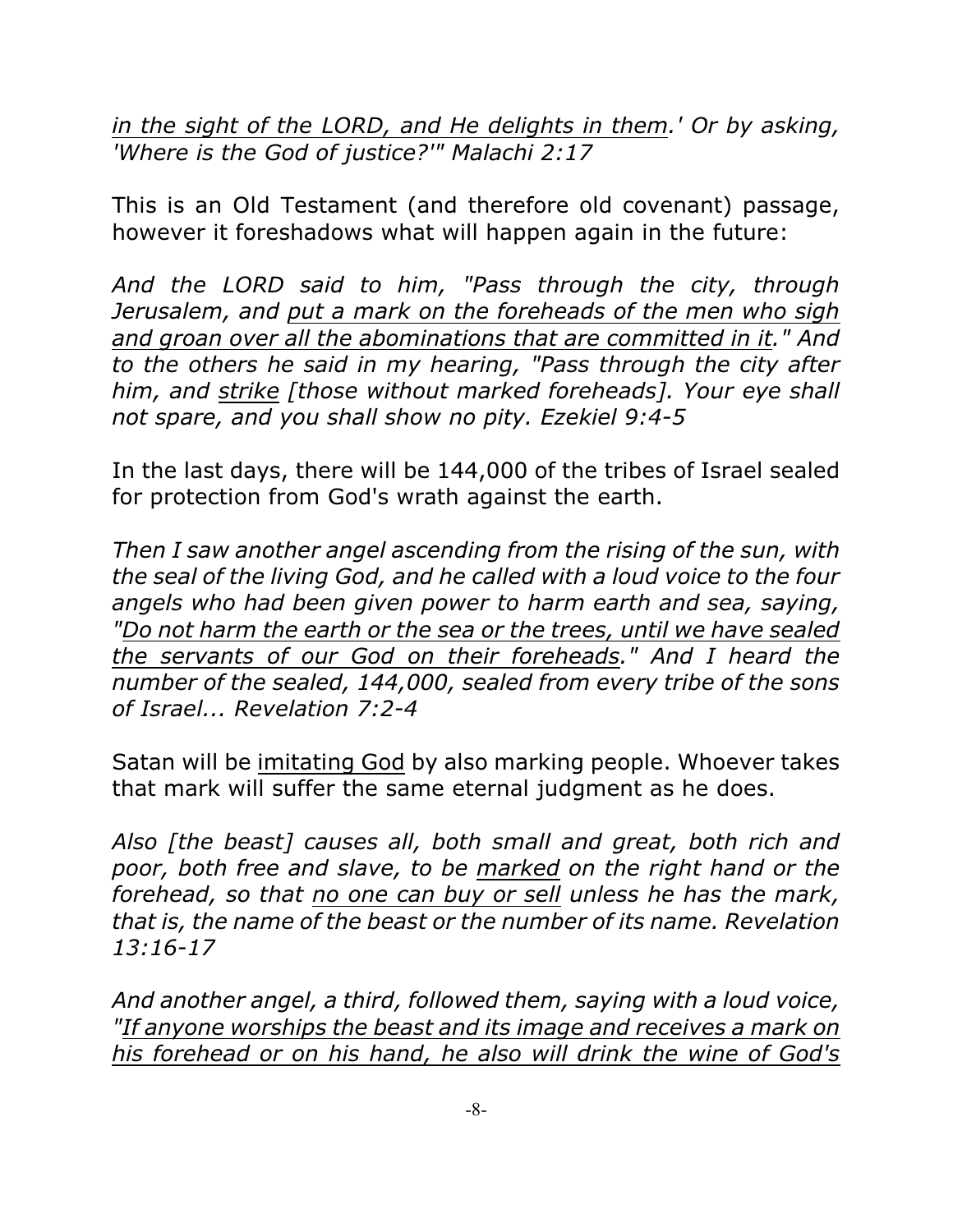*in the sight of the LORD, and He delights in them.' Or by asking, 'Where is the God of justice?'" Malachi 2:17*

This is an Old Testament (and therefore old covenant) passage, however it foreshadows what will happen again in the future:

*And the LORD said to him, "Pass through the city, through Jerusalem, and put a mark on the foreheads of the men who sigh and groan over all the abominations that are committed in it." And to the others he said in my hearing, "Pass through the city after him, and strike [those without marked foreheads]. Your eye shall not spare, and you shall show no pity. Ezekiel 9:4-5*

In the last days, there will be 144,000 of the tribes of Israel sealed for protection from God's wrath against the earth.

*Then I saw another angel ascending from the rising of the sun, with the seal of the living God, and he called with a loud voice to the four angels who had been given power to harm earth and sea, saying, "Do not harm the earth or the sea or the trees, until we have sealed the servants of our God on their foreheads." And I heard the number of the sealed, 144,000, sealed from every tribe of the sons of Israel... Revelation 7:2-4*

Satan will be imitating God by also marking people. Whoever takes that mark will suffer the same eternal judgment as he does.

*Also [the beast] causes all, both small and great, both rich and poor, both free and slave, to be marked on the right hand or the forehead, so that no one can buy or sell unless he has the mark, that is, the name of the beast or the number of its name. Revelation 13:16-17*

*And another angel, a third, followed them, saying with a loud voice, "If anyone worships the beast and its image and receives a mark on his forehead or on his hand, he also will drink the wine of God's*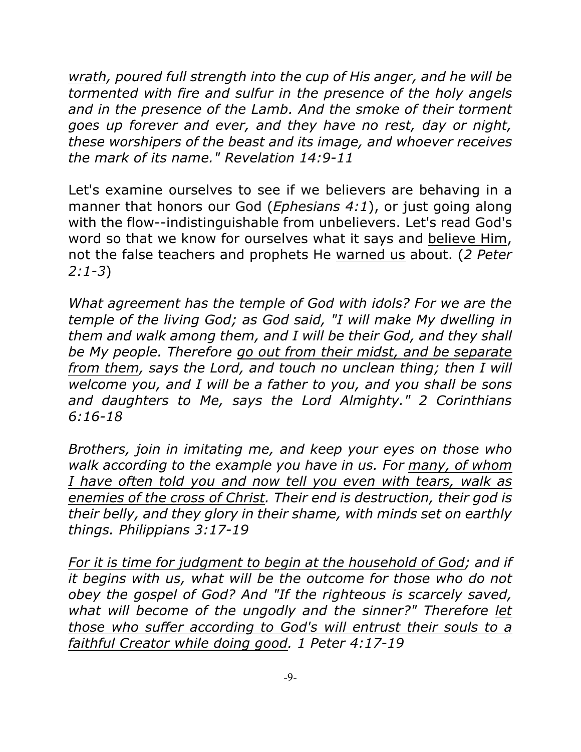*wrath, poured full strength into the cup of His anger, and he will be tormented with fire and sulfur in the presence of the holy angels and in the presence of the Lamb. And the smoke of their torment goes up forever and ever, and they have no rest, day or night, these worshipers of the beast and its image, and whoever receives the mark of its name." Revelation 14:9-11*

Let's examine ourselves to see if we believers are behaving in a manner that honors our God (*Ephesians 4:1*), or just going along with the flow--indistinguishable from unbelievers. Let's read God's word so that we know for ourselves what it says and believe Him, not the false teachers and prophets He warned us about. (*2 Peter 2:1-3*)

*What agreement has the temple of God with idols? For we are the temple of the living God; as God said, "I will make My dwelling in them and walk among them, and I will be their God, and they shall be My people. Therefore go out from their midst, and be separate from them, says the Lord, and touch no unclean thing; then I will welcome you, and I will be a father to you, and you shall be sons and daughters to Me, says the Lord Almighty." 2 Corinthians 6:16-18*

*Brothers, join in imitating me, and keep your eyes on those who walk according to the example you have in us. For many, of whom I have often told you and now tell you even with tears, walk as enemies of the cross of Christ. Their end is destruction, their god is their belly, and they glory in their shame, with minds set on earthly things. Philippians 3:17-19*

*For it is time for judgment to begin at the household of God; and if it begins with us, what will be the outcome for those who do not obey the gospel of God? And "If the righteous is scarcely saved, what will become of the ungodly and the sinner?" Therefore let those who suffer according to God's will entrust their souls to a faithful Creator while doing good. 1 Peter 4:17-19*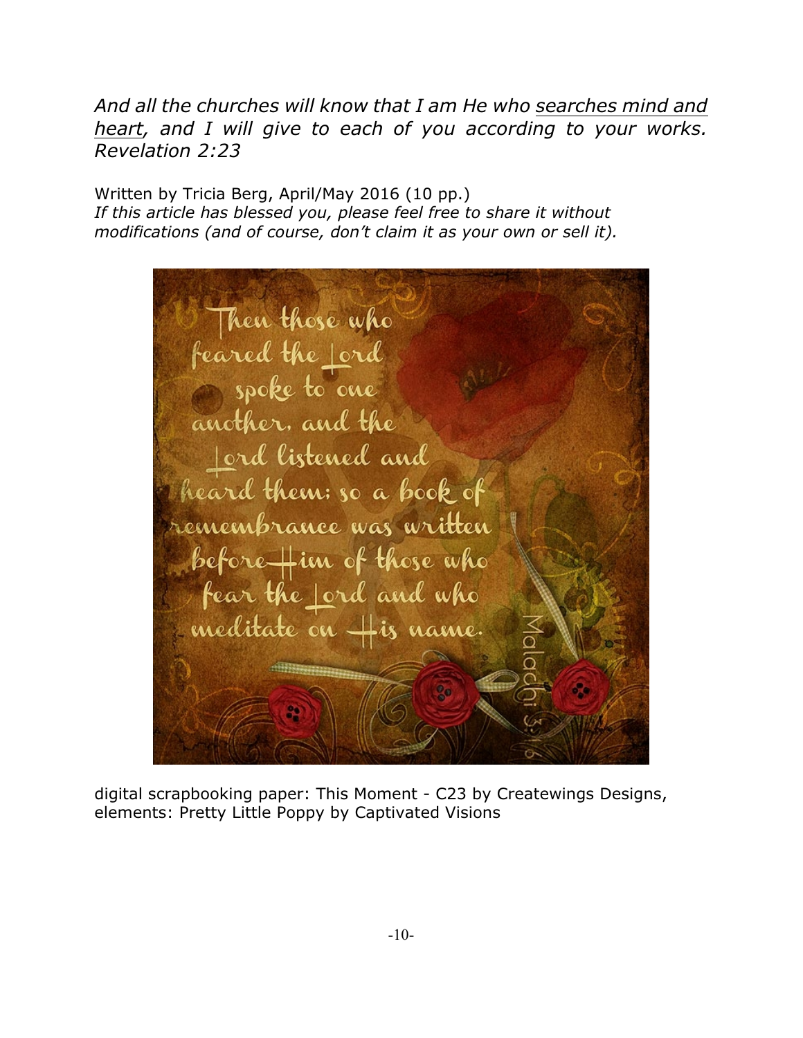*And all the churches will know that I am He who <u>searches mind and heart</u>, and I will give to each of you according to your works. Revelation 2:23*

Written by Tricia Berg, April/May 2016 (10 pp.)
*If this article has blessed you, please feel free to share it without modifications (and of course, don't claim it as your own or sell it).*

digital scrapbooking paper: This Moment - C23 by Createwings Designs, elements: Pretty Little Poppy by Captivated Visions